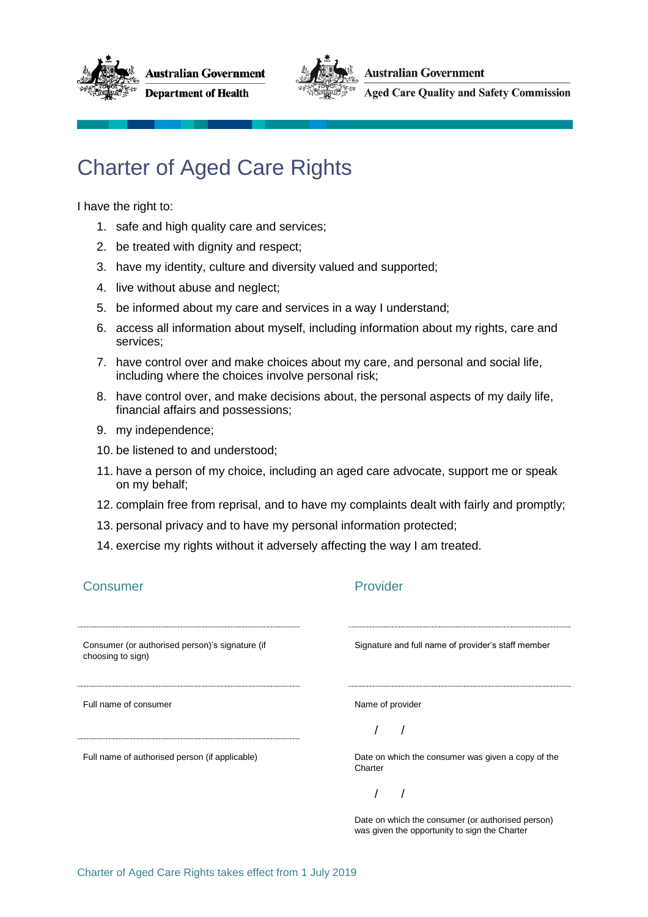Australian Government
Department of Health

Australian Government
Aged Care Quality and Safety Commission

# Charter of Aged Care Rights

I have the right to:

1. safe and high quality care and services;
2. be treated with dignity and respect;
3. have my identity, culture and diversity valued and supported;
4. live without abuse and neglect;
5. be informed about my care and services in a way I understand;
6. access all information about myself, including information about my rights, care and services;
7. have control over and make choices about my care, and personal and social life, including where the choices involve personal risk;
8. have control over, and make decisions about, the personal aspects of my daily life, financial affairs and possessions;
9. my independence;
10. be listened to and understood;
11. have a person of my choice, including an aged care advocate, support me or speak on my behalf;
12. complain free from reprisal, and to have my complaints dealt with fairly and promptly;
13. personal privacy and to have my personal information protected;
14. exercise my rights without it adversely affecting the way I am treated.

## Consumer

..............................................................................

Consumer (or authorised person)'s signature (if choosing to sign)

..............................................................................

Full name of consumer

..............................................................................

Full name of authorised person (if applicable)

## Provider

..............................................................................

Signature and full name of provider's staff member

..............................................................................

Name of provider

/ /

Date on which the consumer was given a copy of the Charter

/ /

Date on which the consumer (or authorised person) was given the opportunity to sign the Charter

Charter of Aged Care Rights takes effect from 1 July 2019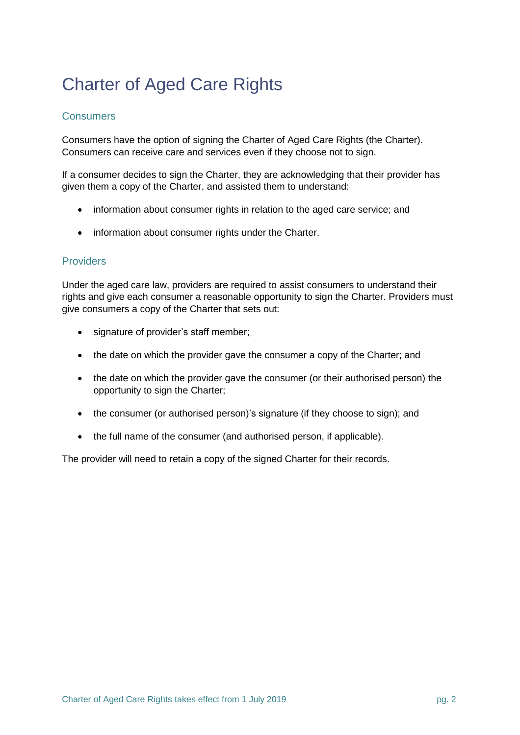# Charter of Aged Care Rights

## Consumers

Consumers have the option of signing the Charter of Aged Care Rights (the Charter). Consumers can receive care and services even if they choose not to sign.

If a consumer decides to sign the Charter, they are acknowledging that their provider has given them a copy of the Charter, and assisted them to understand:

- information about consumer rights in relation to the aged care service; and
- information about consumer rights under the Charter.

## Providers

Under the aged care law, providers are required to assist consumers to understand their rights and give each consumer a reasonable opportunity to sign the Charter. Providers must give consumers a copy of the Charter that sets out:

- signature of provider's staff member;
- the date on which the provider gave the consumer a copy of the Charter; and
- the date on which the provider gave the consumer (or their authorised person) the opportunity to sign the Charter;
- the consumer (or authorised person)'s signature (if they choose to sign); and
- the full name of the consumer (and authorised person, if applicable).

The provider will need to retain a copy of the signed Charter for their records.